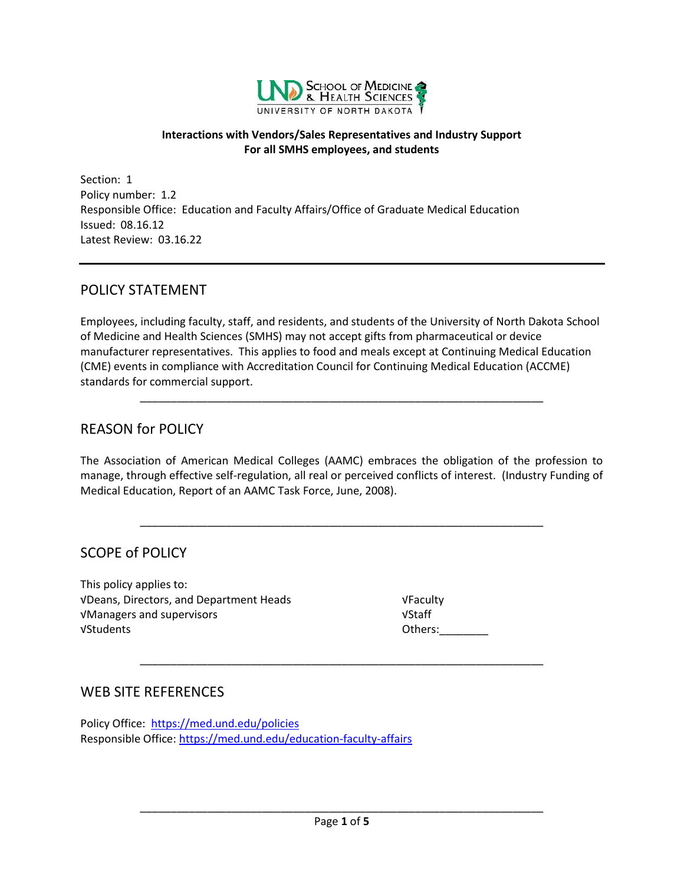**Interactions with Vendors/Sales Representatives and Industry Support**
**For all SMHS employees, and students**

Section: 1
Policy number: 1.2
Responsible Office: Education and Faculty Affairs/Office of Graduate Medical Education
Issued: 08.16.12
Latest Review: 03.16.22

---

## POLICY STATEMENT

Employees, including faculty, staff, and residents, and students of the University of North Dakota School of Medicine and Health Sciences (SMHS) may not accept gifts from pharmaceutical or device manufacturer representatives. This applies to food and meals except at Continuing Medical Education (CME) events in compliance with Accreditation Council for Continuing Medical Education (ACCME) standards for commercial support.

---

## REASON for POLICY

The Association of American Medical Colleges (AAMC) embraces the obligation of the profession to manage, through effective self-regulation, all real or perceived conflicts of interest. (Industry Funding of Medical Education, Report of an AAMC Task Force, June, 2008).

---

## SCOPE of POLICY

This policy applies to:

√Deans, Directors, and Department Heads
√Managers and supervisors
√Students
√Faculty
√Staff
Others:________

---

## WEB SITE REFERENCES

Policy Office: https://med.und.edu/policies
Responsible Office: https://med.und.edu/education-faculty-affairs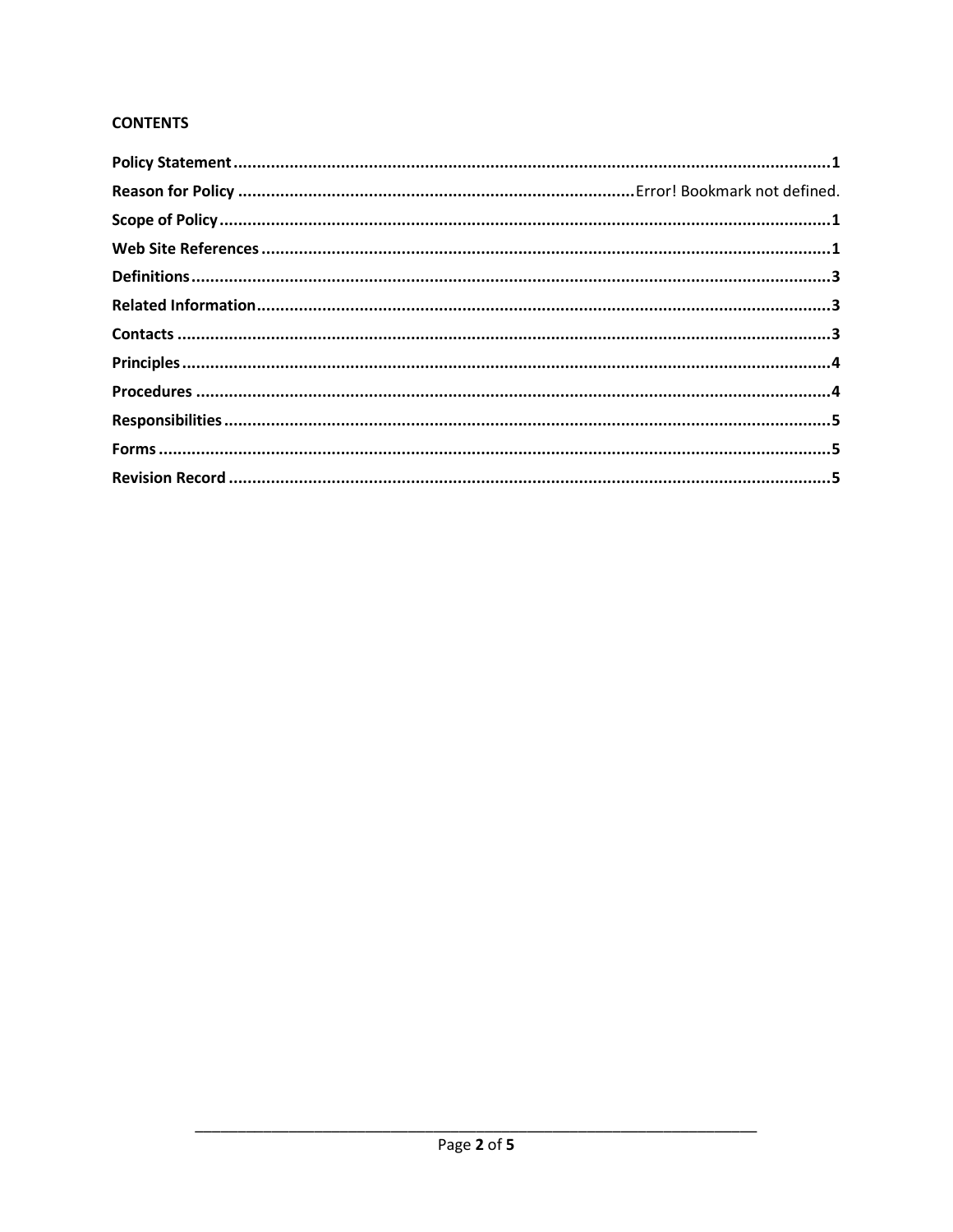**CONTENTS**

**Policy Statement** .......... **1**
**Reason for Policy** .......... Error! Bookmark not defined.
**Scope of Policy** .......... **1**
**Web Site References** .......... **1**
**Definitions** .......... **3**
**Related Information** .......... **3**
**Contacts** .......... **3**
**Principles** .......... **4**
**Procedures** .......... **4**
**Responsibilities** .......... **5**
**Forms** .......... **5**
**Revision Record** .......... **5**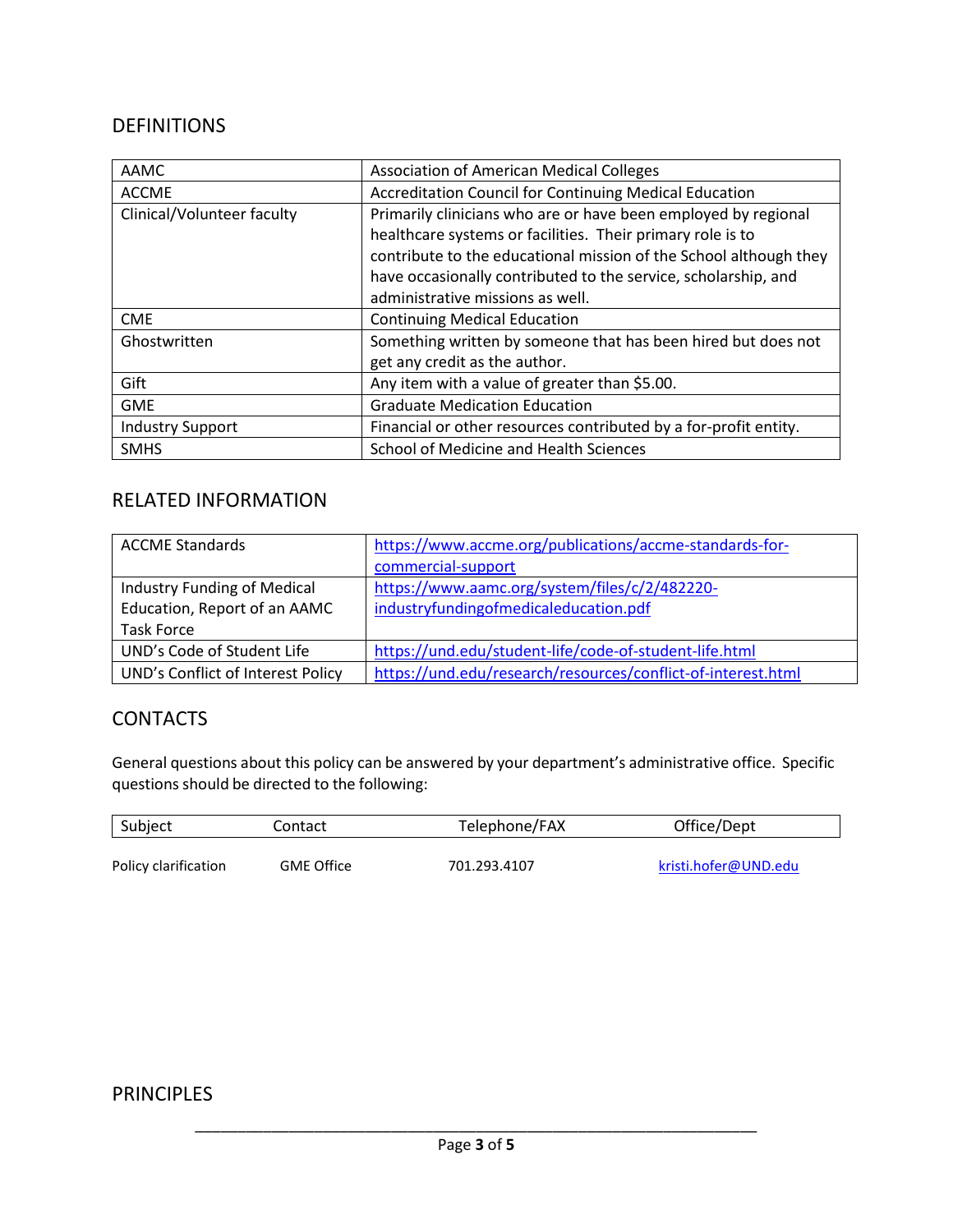## DEFINITIONS

| | |
|---|---|
| AAMC | Association of American Medical Colleges |
| ACCME | Accreditation Council for Continuing Medical Education |
| Clinical/Volunteer faculty | Primarily clinicians who are or have been employed by regional healthcare systems or facilities. Their primary role is to contribute to the educational mission of the School although they have occasionally contributed to the service, scholarship, and administrative missions as well. |
| CME | Continuing Medical Education |
| Ghostwritten | Something written by someone that has been hired but does not get any credit as the author. |
| Gift | Any item with a value of greater than $5.00. |
| GME | Graduate Medication Education |
| Industry Support | Financial or other resources contributed by a for-profit entity. |
| SMHS | School of Medicine and Health Sciences |

## RELATED INFORMATION

| | |
|---|---|
| ACCME Standards | https://www.accme.org/publications/accme-standards-for-commercial-support |
| Industry Funding of Medical Education, Report of an AAMC Task Force | https://www.aamc.org/system/files/c/2/482220-industryfundingofmedicaleducation.pdf |
| UND's Code of Student Life | https://und.edu/student-life/code-of-student-life.html |
| UND's Conflict of Interest Policy | https://und.edu/research/resources/conflict-of-interest.html |

## CONTACTS

General questions about this policy can be answered by your department's administrative office. Specific questions should be directed to the following:

| Subject | Contact | Telephone/FAX | Office/Dept |
|---|---|---|---|
| Policy clarification | GME Office | 701.293.4107 | kristi.hofer@UND.edu |

## PRINCIPLES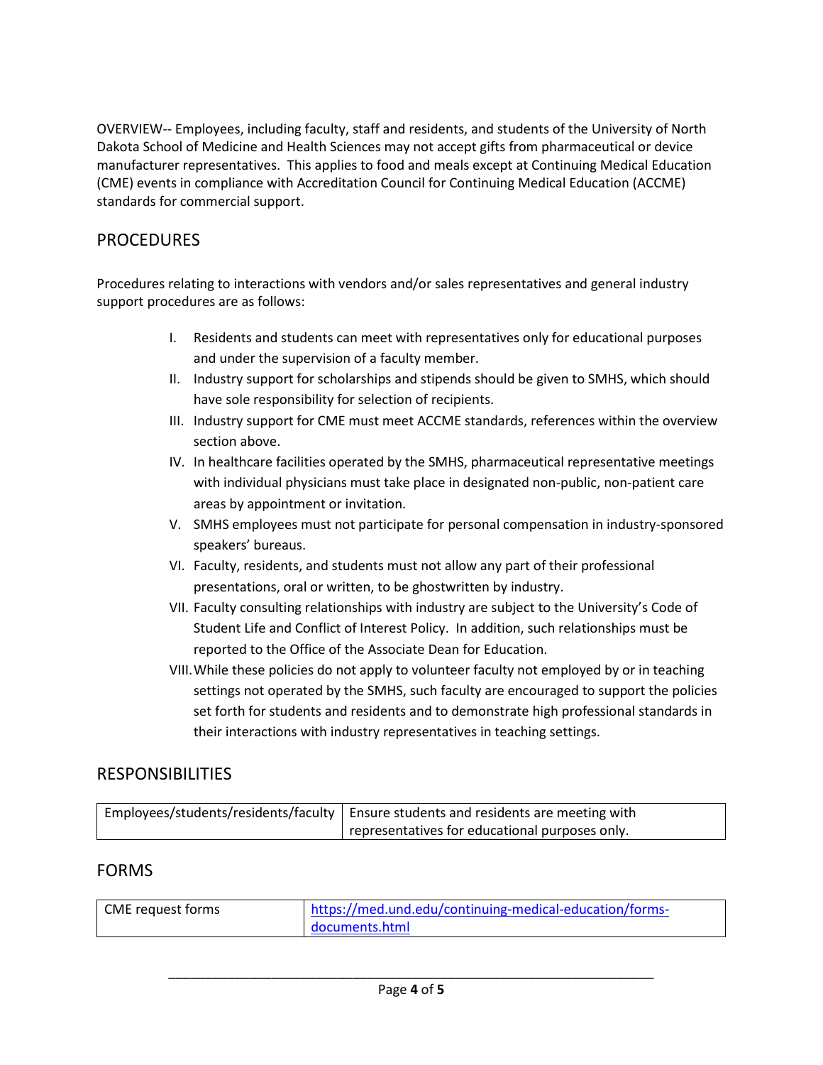OVERVIEW-- Employees, including faculty, staff and residents, and students of the University of North Dakota School of Medicine and Health Sciences may not accept gifts from pharmaceutical or device manufacturer representatives. This applies to food and meals except at Continuing Medical Education (CME) events in compliance with Accreditation Council for Continuing Medical Education (ACCME) standards for commercial support.

## PROCEDURES

Procedures relating to interactions with vendors and/or sales representatives and general industry support procedures are as follows:

I. Residents and students can meet with representatives only for educational purposes and under the supervision of a faculty member.
II. Industry support for scholarships and stipends should be given to SMHS, which should have sole responsibility for selection of recipients.
III. Industry support for CME must meet ACCME standards, references within the overview section above.
IV. In healthcare facilities operated by the SMHS, pharmaceutical representative meetings with individual physicians must take place in designated non-public, non-patient care areas by appointment or invitation.
V. SMHS employees must not participate for personal compensation in industry-sponsored speakers' bureaus.
VI. Faculty, residents, and students must not allow any part of their professional presentations, oral or written, to be ghostwritten by industry.
VII. Faculty consulting relationships with industry are subject to the University's Code of Student Life and Conflict of Interest Policy. In addition, such relationships must be reported to the Office of the Associate Dean for Education.
VIII. While these policies do not apply to volunteer faculty not employed by or in teaching settings not operated by the SMHS, such faculty are encouraged to support the policies set forth for students and residents and to demonstrate high professional standards in their interactions with industry representatives in teaching settings.

## RESPONSIBILITIES

| | |
|---|---|
| Employees/students/residents/faculty | Ensure students and residents are meeting with representatives for educational purposes only. |

## FORMS

| | |
|---|---|
| CME request forms | https://med.und.edu/continuing-medical-education/forms-documents.html |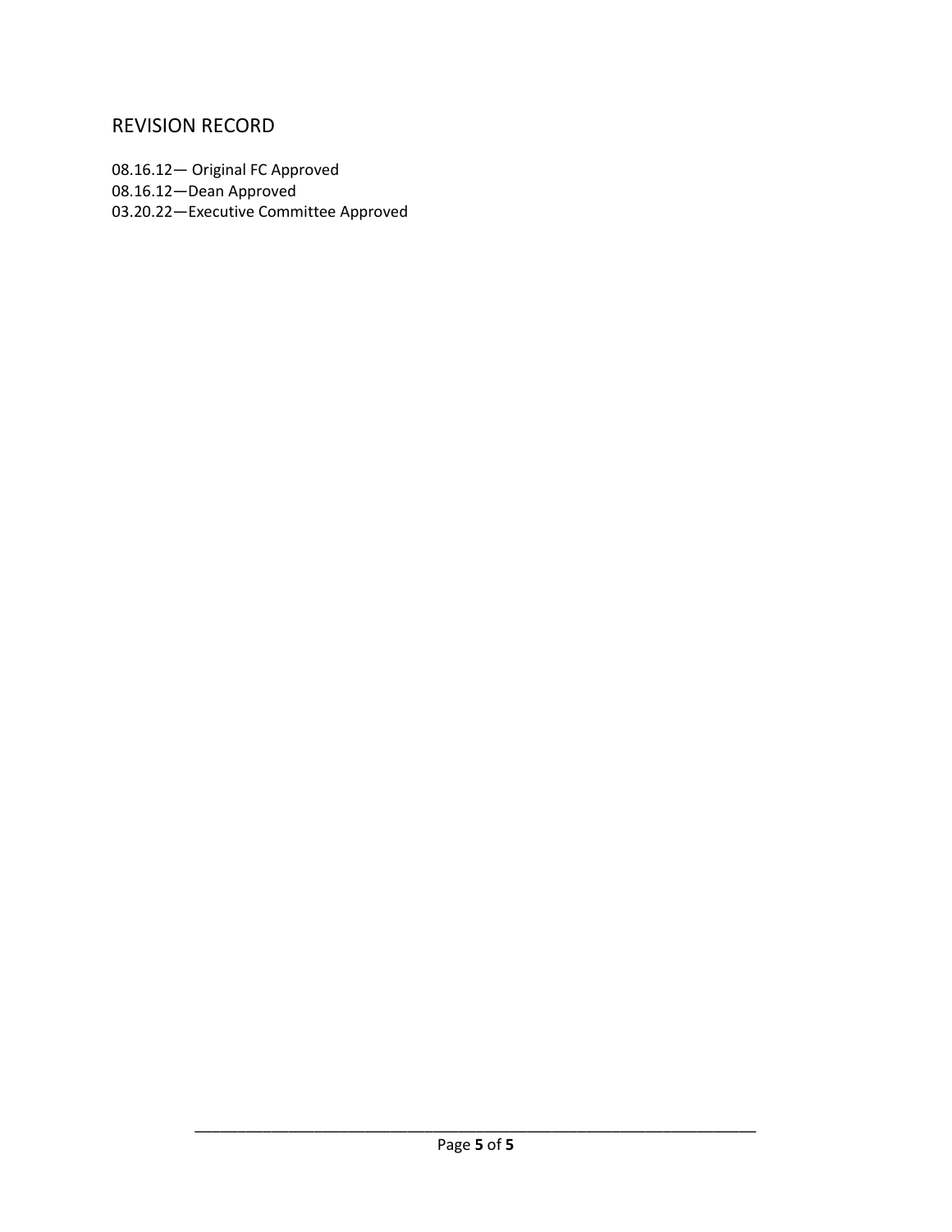## REVISION RECORD

08.16.12— Original FC Approved
08.16.12—Dean Approved
03.20.22—Executive Committee Approved